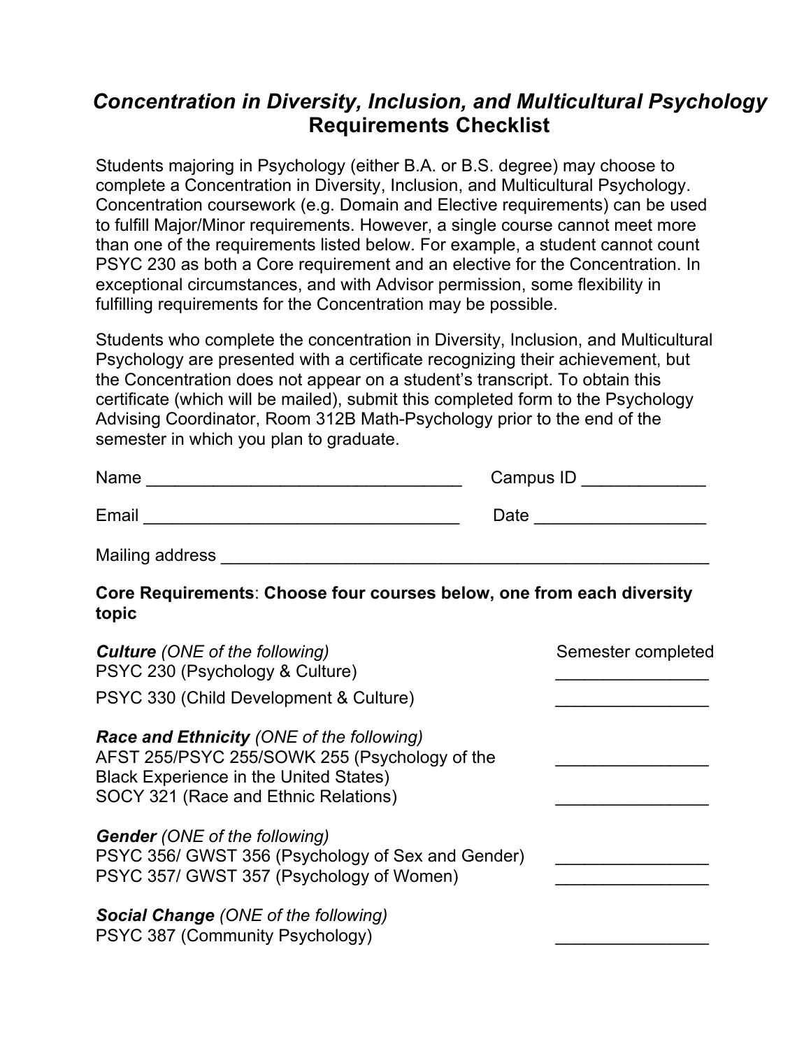# *Concentration in Diversity, Inclusion, and Multicultural Psychology* Requirements Checklist

Students majoring in Psychology (either B.A. or B.S. degree) may choose to complete a Concentration in Diversity, Inclusion, and Multicultural Psychology. Concentration coursework (e.g. Domain and Elective requirements) can be used to fulfill Major/Minor requirements. However, a single course cannot meet more than one of the requirements listed below. For example, a student cannot count PSYC 230 as both a Core requirement and an elective for the Concentration. In exceptional circumstances, and with Advisor permission, some flexibility in fulfilling requirements for the Concentration may be possible.

Students who complete the concentration in Diversity, Inclusion, and Multicultural Psychology are presented with a certificate recognizing their achievement, but the Concentration does not appear on a student's transcript. To obtain this certificate (which will be mailed), submit this completed form to the Psychology Advising Coordinator, Room 312B Math-Psychology prior to the end of the semester in which you plan to graduate.

Name ________________________________ Campus ID _____________

Email ________________________________ Date __________________

Mailing address ____________________________________________________

**Core Requirements**: **Choose four courses below, one from each diversity topic**

| | Semester completed |
|---|---|
| ***Culture*** *(ONE of the following)* | |
| PSYC 230 (Psychology & Culture) | _______________ |
| PSYC 330 (Child Development & Culture) | _______________ |
| ***Race and Ethnicity*** *(ONE of the following)* | |
| AFST 255/PSYC 255/SOWK 255 (Psychology of the Black Experience in the United States) | _______________ |
| SOCY 321 (Race and Ethnic Relations) | _______________ |
| ***Gender*** *(ONE of the following)* | |
| PSYC 356/ GWST 356 (Psychology of Sex and Gender) | _______________ |
| PSYC 357/ GWST 357 (Psychology of Women) | _______________ |
| ***Social Change*** *(ONE of the following)* | |
| PSYC 387 (Community Psychology) | _______________ |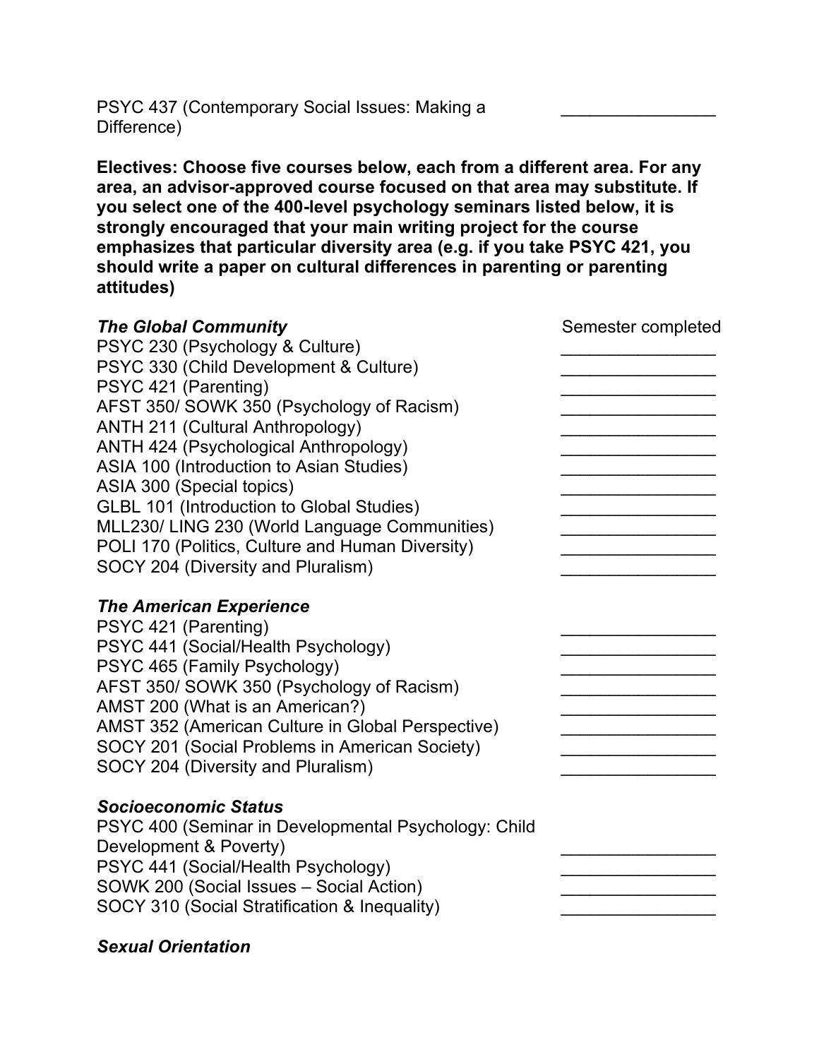PSYC 437 (Contemporary Social Issues: Making a Difference) ________________

**Electives: Choose five courses below, each from a different area. For any area, an advisor-approved course focused on that area may substitute. If you select one of the 400-level psychology seminars listed below, it is strongly encouraged that your main writing project for the course emphasizes that particular diversity area (e.g. if you take PSYC 421, you should write a paper on cultural differences in parenting or parenting attitudes)**

| ***The Global Community*** | Semester completed |
| --- | --- |
| PSYC 230 (Psychology & Culture) | ________________ |
| PSYC 330 (Child Development & Culture) | ________________ |
| PSYC 421 (Parenting) | ________________ |
| AFST 350/ SOWK 350 (Psychology of Racism) | ________________ |
| ANTH 211 (Cultural Anthropology) | ________________ |
| ANTH 424 (Psychological Anthropology) | ________________ |
| ASIA 100 (Introduction to Asian Studies) | ________________ |
| ASIA 300 (Special topics) | ________________ |
| GLBL 101 (Introduction to Global Studies) | ________________ |
| MLL230/ LING 230 (World Language Communities) | ________________ |
| POLI 170 (Politics, Culture and Human Diversity) | ________________ |
| SOCY 204 (Diversity and Pluralism) | ________________ |

***The American Experience***

| | |
| --- | --- |
| PSYC 421 (Parenting) | ________________ |
| PSYC 441 (Social/Health Psychology) | ________________ |
| PSYC 465 (Family Psychology) | ________________ |
| AFST 350/ SOWK 350 (Psychology of Racism) | ________________ |
| AMST 200 (What is an American?) | ________________ |
| AMST 352 (American Culture in Global Perspective) | ________________ |
| SOCY 201 (Social Problems in American Society) | ________________ |
| SOCY 204 (Diversity and Pluralism) | ________________ |

***Socioeconomic Status***

| | |
| --- | --- |
| PSYC 400 (Seminar in Developmental Psychology: Child Development & Poverty) | ________________ |
| PSYC 441 (Social/Health Psychology) | ________________ |
| SOWK 200 (Social Issues – Social Action) | ________________ |
| SOCY 310 (Social Stratification & Inequality) | ________________ |

***Sexual Orientation***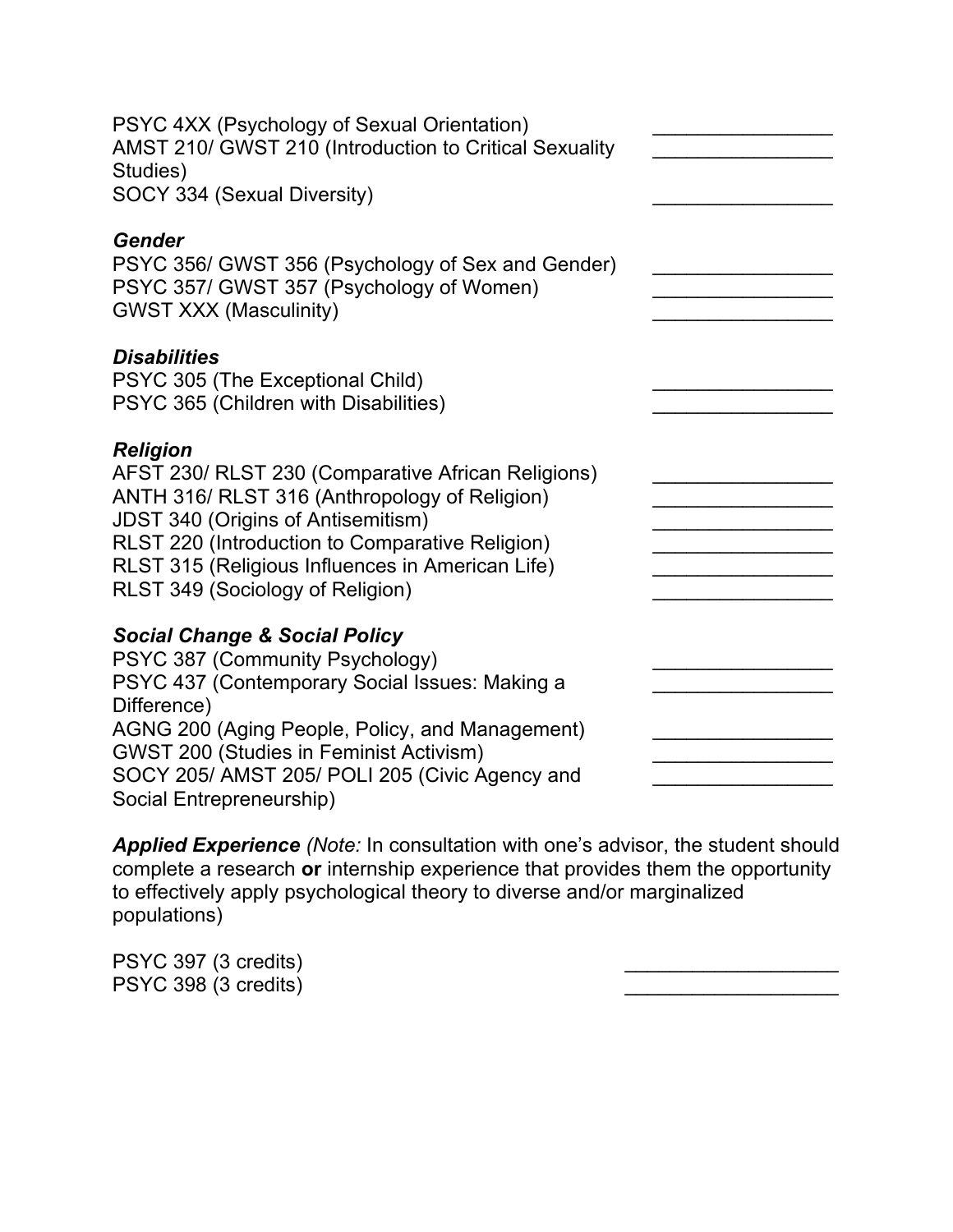PSYC 4XX (Psychology of Sexual Orientation) ________________
AMST 210/ GWST 210 (Introduction to Critical Sexuality Studies) ________________
SOCY 334 (Sexual Diversity) ________________

***Gender***

PSYC 356/ GWST 356 (Psychology of Sex and Gender) ________________
PSYC 357/ GWST 357 (Psychology of Women) ________________
GWST XXX (Masculinity) ________________

***Disabilities***

PSYC 305 (The Exceptional Child) ________________
PSYC 365 (Children with Disabilities) ________________

***Religion***

AFST 230/ RLST 230 (Comparative African Religions) ________________
ANTH 316/ RLST 316 (Anthropology of Religion) ________________
JDST 340 (Origins of Antisemitism) ________________
RLST 220 (Introduction to Comparative Religion) ________________
RLST 315 (Religious Influences in American Life) ________________
RLST 349 (Sociology of Religion) ________________

***Social Change & Social Policy***

PSYC 387 (Community Psychology) ________________
PSYC 437 (Contemporary Social Issues: Making a Difference) ________________
AGNG 200 (Aging People, Policy, and Management) ________________
GWST 200 (Studies in Feminist Activism) ________________
SOCY 205/ AMST 205/ POLI 205 (Civic Agency and Social Entrepreneurship) ________________

***Applied Experience*** *(Note:* In consultation with one's advisor, the student should complete a research **or** internship experience that provides them the opportunity to effectively apply psychological theory to diverse and/or marginalized populations)

PSYC 397 (3 credits) ___________________
PSYC 398 (3 credits) ___________________